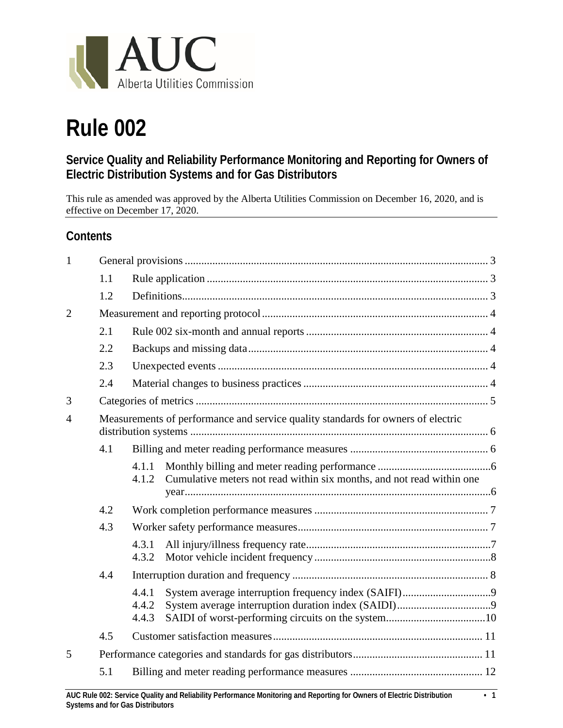AUC
Alberta Utilities Commission

# Rule 002

## Service Quality and Reliability Performance Monitoring and Reporting for Owners of Electric Distribution Systems and for Gas Distributors

This rule as amended was approved by the Alberta Utilities Commission on December 16, 2020, and is effective on December 17, 2020.

## Contents

| | | | |
|---|---|---|---|
| 1 | General provisions | | 3 |
| | 1.1 | Rule application | 3 |
| | 1.2 | Definitions | 3 |
| 2 | Measurement and reporting protocol | | 4 |
| | 2.1 | Rule 002 six-month and annual reports | 4 |
| | 2.2 | Backups and missing data | 4 |
| | 2.3 | Unexpected events | 4 |
| | 2.4 | Material changes to business practices | 4 |
| 3 | Categories of metrics | | 5 |
| 4 | Measurements of performance and service quality standards for owners of electric distribution systems | | 6 |
| | 4.1 | Billing and meter reading performance measures | 6 |
| | | 4.1.1 Monthly billing and meter reading performance | 6 |
| | | 4.1.2 Cumulative meters not read within six months, and not read within one year | 6 |
| | 4.2 | Work completion performance measures | 7 |
| | 4.3 | Worker safety performance measures | 7 |
| | | 4.3.1 All injury/illness frequency rate | 7 |
| | | 4.3.2 Motor vehicle incident frequency | 8 |
| | 4.4 | Interruption duration and frequency | 8 |
| | | 4.4.1 System average interruption frequency index (SAIFI) | 9 |
| | | 4.4.2 System average interruption duration index (SAIDI) | 9 |
| | | 4.4.3 SAIDI of worst-performing circuits on the system | 10 |
| | 4.5 | Customer satisfaction measures | 11 |
| 5 | Performance categories and standards for gas distributors | | 11 |
| | 5.1 | Billing and meter reading performance measures | 12 |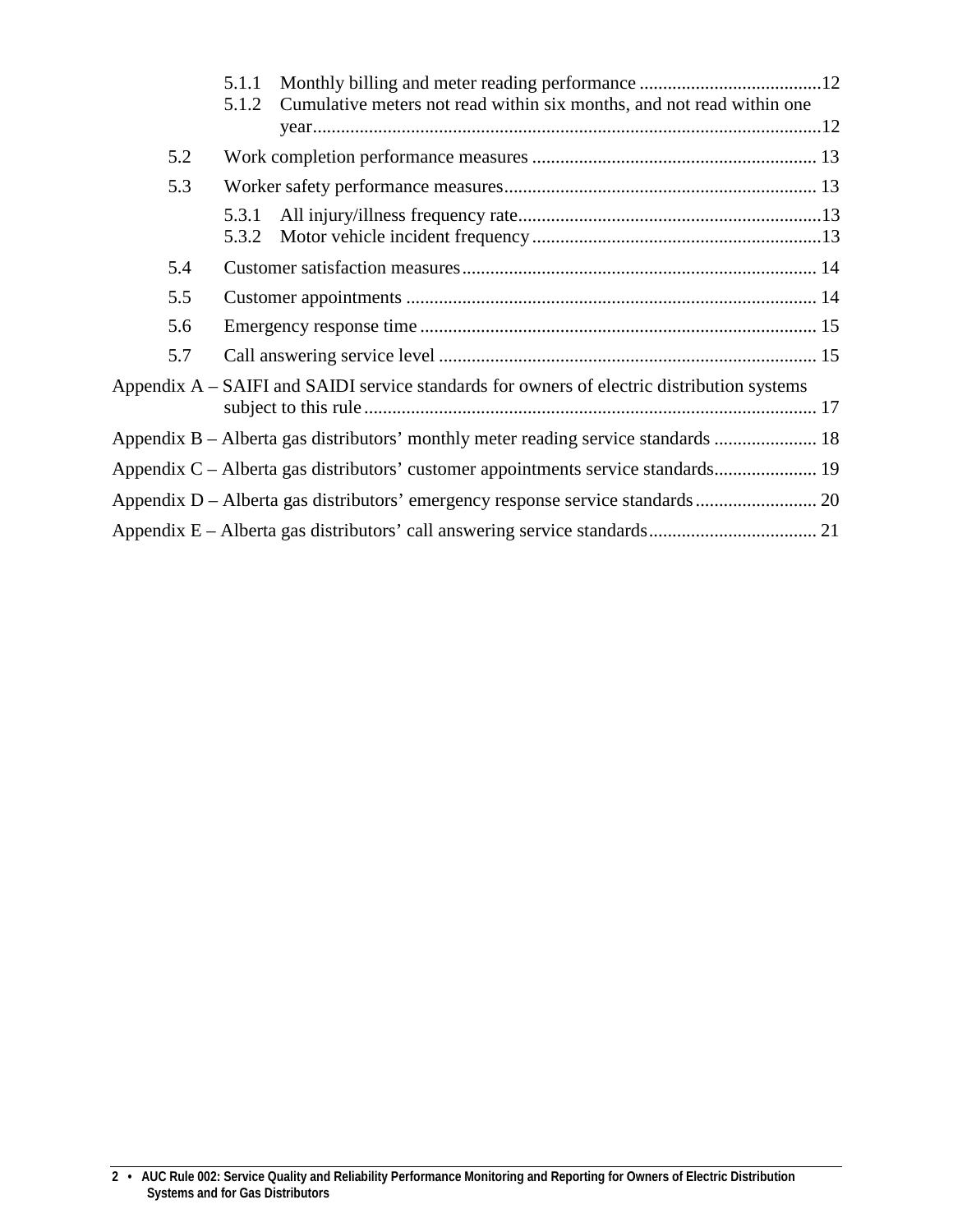- 5.1.1 Monthly billing and meter reading performance ....................................... 12
- 5.1.2 Cumulative meters not read within six months, and not read within one year ........................................................................................................... 12

5.2 Work completion performance measures ............................................................ 13

5.3 Worker safety performance measures .................................................................. 13

- 5.3.1 All injury/illness frequency rate ................................................................ 13
- 5.3.2 Motor vehicle incident frequency .............................................................. 13

5.4 Customer satisfaction measures ........................................................................... 14

5.5 Customer appointments ....................................................................................... 14

5.6 Emergency response time .................................................................................... 15

5.7 Call answering service level ................................................................................ 15

Appendix A – SAIFI and SAIDI service standards for owners of electric distribution systems subject to this rule ................................................................................................ 17

Appendix B – Alberta gas distributors' monthly meter reading service standards ...................... 18

Appendix C – Alberta gas distributors' customer appointments service standards ...................... 19

Appendix D – Alberta gas distributors' emergency response service standards .......................... 20

Appendix E – Alberta gas distributors' call answering service standards .................................... 21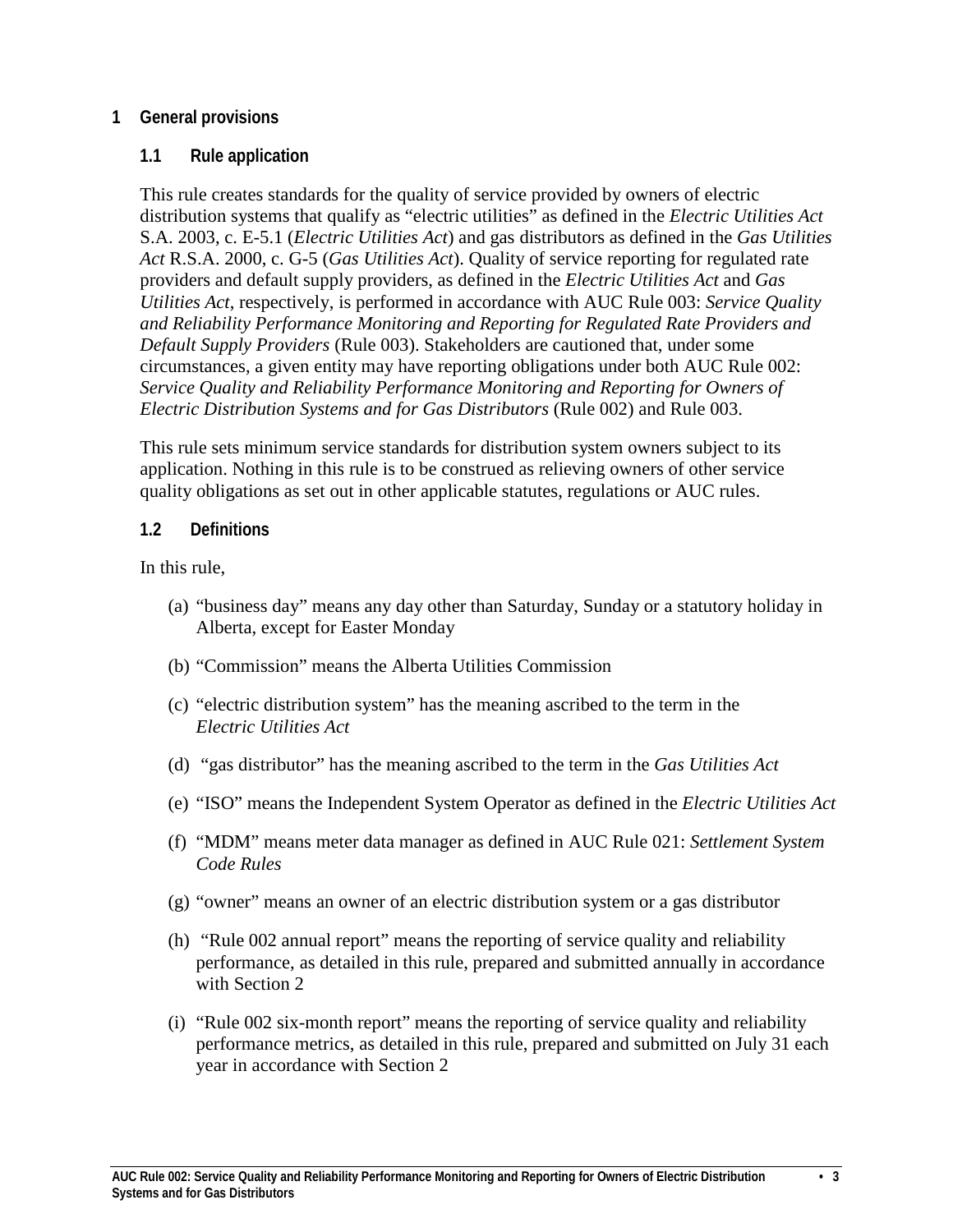# 1 General provisions

## 1.1 Rule application

This rule creates standards for the quality of service provided by owners of electric distribution systems that qualify as "electric utilities" as defined in the *Electric Utilities Act* S.A. 2003, c. E-5.1 (*Electric Utilities Act*) and gas distributors as defined in the *Gas Utilities Act* R.S.A. 2000, c. G-5 (*Gas Utilities Act*). Quality of service reporting for regulated rate providers and default supply providers, as defined in the *Electric Utilities Act* and *Gas Utilities Act*, respectively, is performed in accordance with AUC Rule 003: *Service Quality and Reliability Performance Monitoring and Reporting for Regulated Rate Providers and Default Supply Providers* (Rule 003). Stakeholders are cautioned that, under some circumstances, a given entity may have reporting obligations under both AUC Rule 002: *Service Quality and Reliability Performance Monitoring and Reporting for Owners of Electric Distribution Systems and for Gas Distributors* (Rule 002) and Rule 003.

This rule sets minimum service standards for distribution system owners subject to its application. Nothing in this rule is to be construed as relieving owners of other service quality obligations as set out in other applicable statutes, regulations or AUC rules.

## 1.2 Definitions

In this rule,

(a) "business day" means any day other than Saturday, Sunday or a statutory holiday in Alberta, except for Easter Monday

(b) "Commission" means the Alberta Utilities Commission

(c) "electric distribution system" has the meaning ascribed to the term in the *Electric Utilities Act*

(d) "gas distributor" has the meaning ascribed to the term in the *Gas Utilities Act*

(e) "ISO" means the Independent System Operator as defined in the *Electric Utilities Act*

(f) "MDM" means meter data manager as defined in AUC Rule 021: *Settlement System Code Rules*

(g) "owner" means an owner of an electric distribution system or a gas distributor

(h) "Rule 002 annual report" means the reporting of service quality and reliability performance, as detailed in this rule, prepared and submitted annually in accordance with Section 2

(i) "Rule 002 six-month report" means the reporting of service quality and reliability performance metrics, as detailed in this rule, prepared and submitted on July 31 each year in accordance with Section 2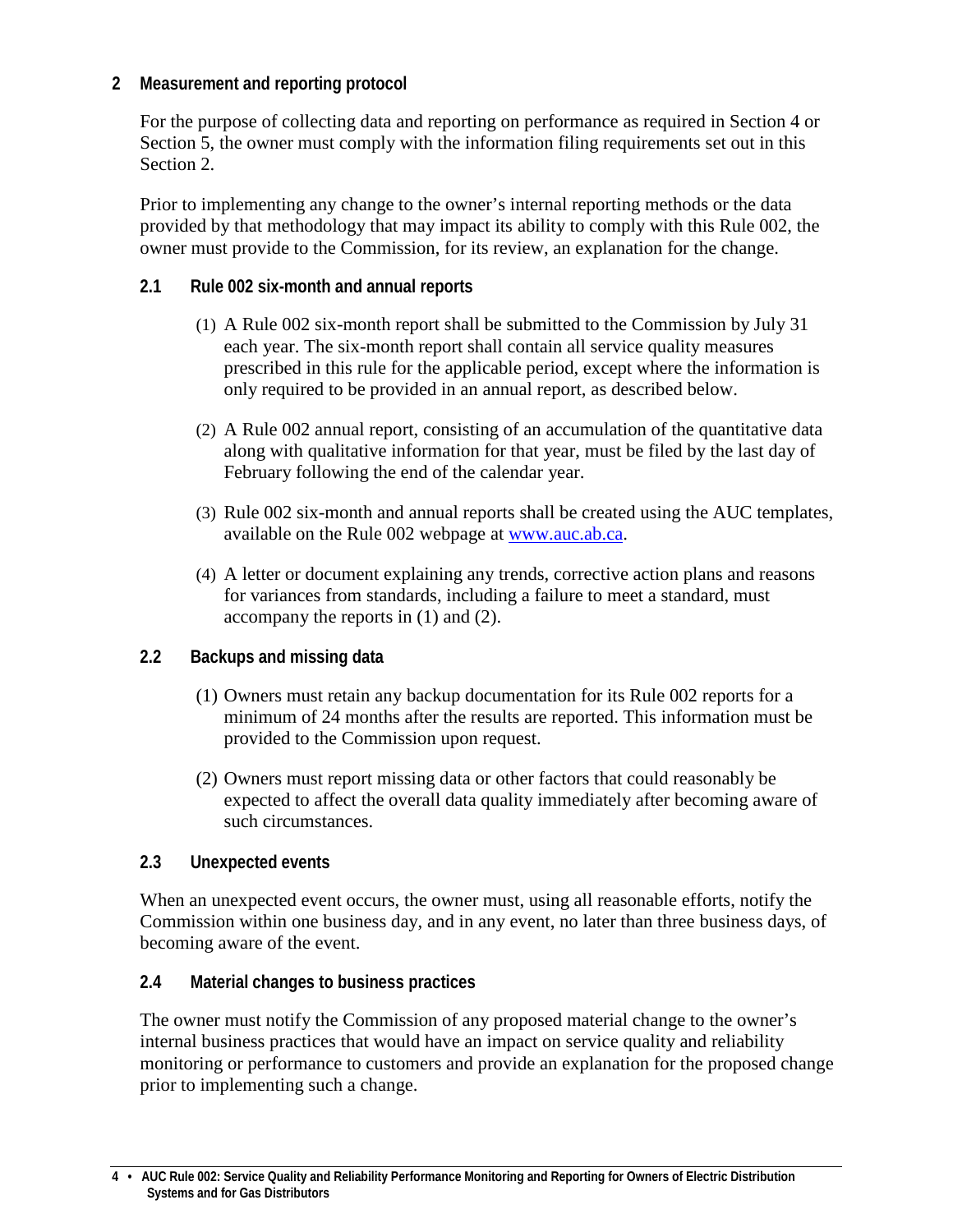## 2 Measurement and reporting protocol

For the purpose of collecting data and reporting on performance as required in Section 4 or Section 5, the owner must comply with the information filing requirements set out in this Section 2.

Prior to implementing any change to the owner's internal reporting methods or the data provided by that methodology that may impact its ability to comply with this Rule 002, the owner must provide to the Commission, for its review, an explanation for the change.

### 2.1 Rule 002 six-month and annual reports

(1) A Rule 002 six-month report shall be submitted to the Commission by July 31 each year. The six-month report shall contain all service quality measures prescribed in this rule for the applicable period, except where the information is only required to be provided in an annual report, as described below.

(2) A Rule 002 annual report, consisting of an accumulation of the quantitative data along with qualitative information for that year, must be filed by the last day of February following the end of the calendar year.

(3) Rule 002 six-month and annual reports shall be created using the AUC templates, available on the Rule 002 webpage at [www.auc.ab.ca](http://www.auc.ab.ca).

(4) A letter or document explaining any trends, corrective action plans and reasons for variances from standards, including a failure to meet a standard, must accompany the reports in (1) and (2).

### 2.2 Backups and missing data

(1) Owners must retain any backup documentation for its Rule 002 reports for a minimum of 24 months after the results are reported. This information must be provided to the Commission upon request.

(2) Owners must report missing data or other factors that could reasonably be expected to affect the overall data quality immediately after becoming aware of such circumstances.

### 2.3 Unexpected events

When an unexpected event occurs, the owner must, using all reasonable efforts, notify the Commission within one business day, and in any event, no later than three business days, of becoming aware of the event.

### 2.4 Material changes to business practices

The owner must notify the Commission of any proposed material change to the owner's internal business practices that would have an impact on service quality and reliability monitoring or performance to customers and provide an explanation for the proposed change prior to implementing such a change.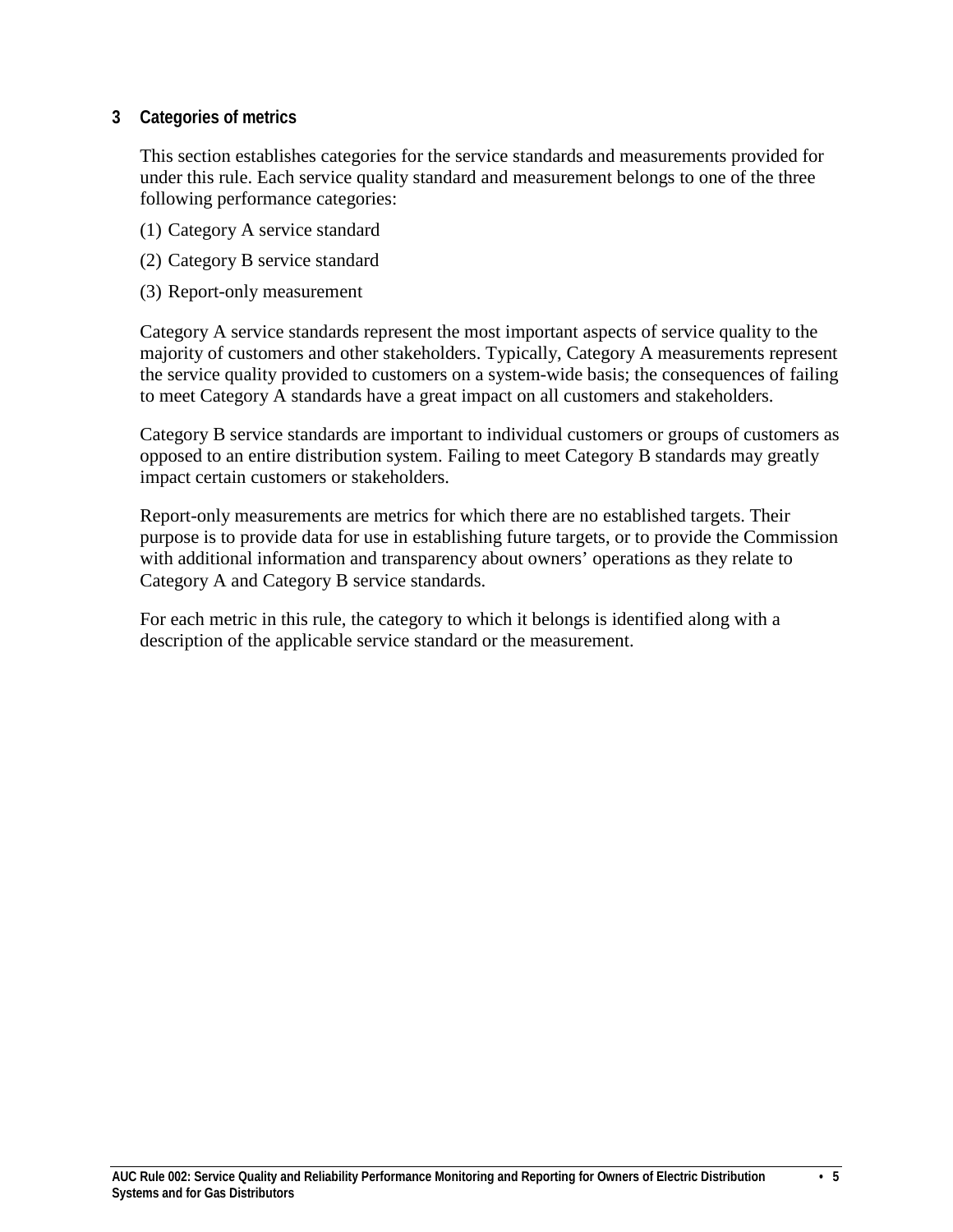## 3 Categories of metrics

This section establishes categories for the service standards and measurements provided for under this rule. Each service quality standard and measurement belongs to one of the three following performance categories:

(1) Category A service standard

(2) Category B service standard

(3) Report-only measurement

Category A service standards represent the most important aspects of service quality to the majority of customers and other stakeholders. Typically, Category A measurements represent the service quality provided to customers on a system-wide basis; the consequences of failing to meet Category A standards have a great impact on all customers and stakeholders.

Category B service standards are important to individual customers or groups of customers as opposed to an entire distribution system. Failing to meet Category B standards may greatly impact certain customers or stakeholders.

Report-only measurements are metrics for which there are no established targets. Their purpose is to provide data for use in establishing future targets, or to provide the Commission with additional information and transparency about owners' operations as they relate to Category A and Category B service standards.

For each metric in this rule, the category to which it belongs is identified along with a description of the applicable service standard or the measurement.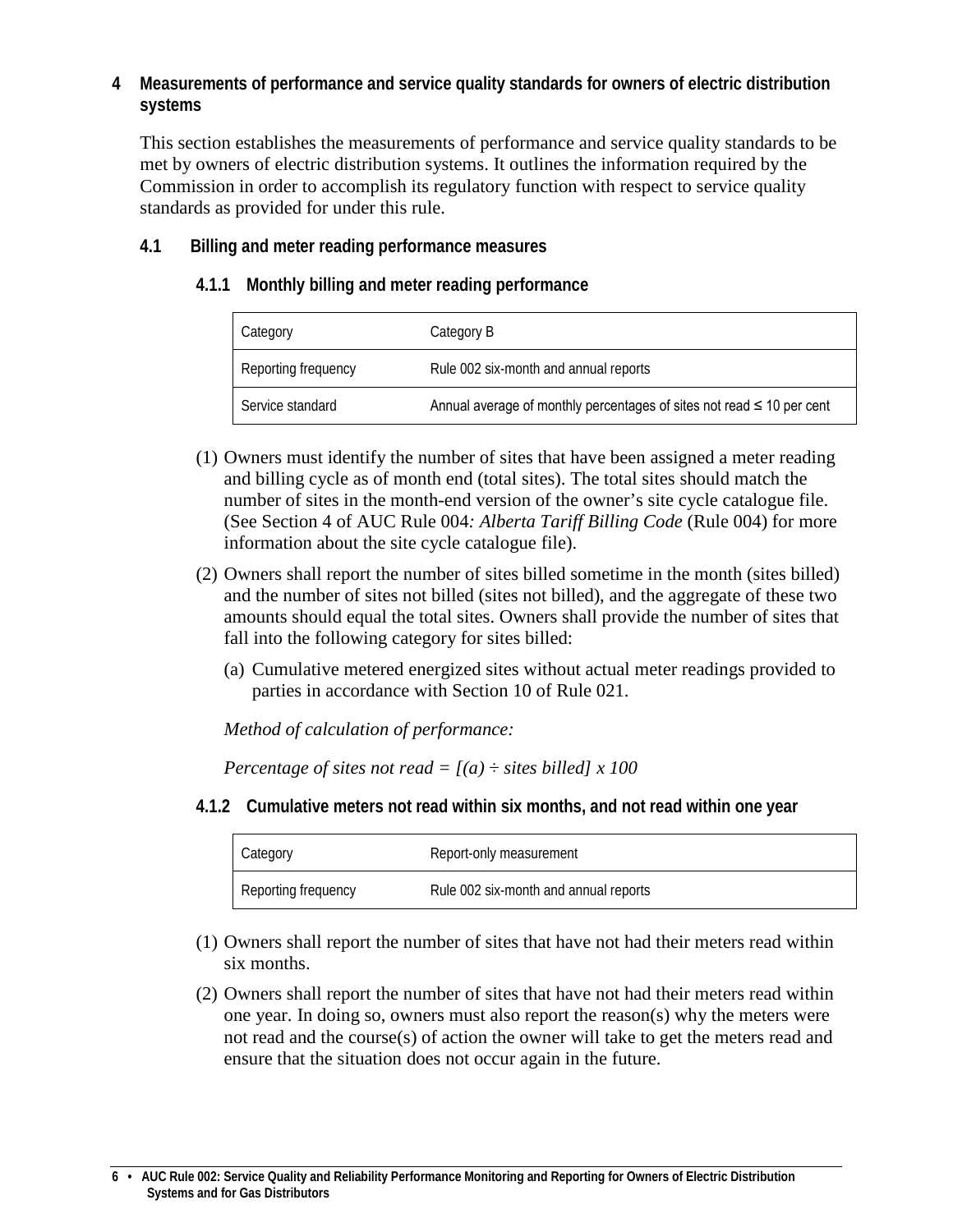# 4 Measurements of performance and service quality standards for owners of electric distribution systems

This section establishes the measurements of performance and service quality standards to be met by owners of electric distribution systems. It outlines the information required by the Commission in order to accomplish its regulatory function with respect to service quality standards as provided for under this rule.

## 4.1 Billing and meter reading performance measures

### 4.1.1 Monthly billing and meter reading performance

| | |
|---|---|
| Category | Category B |
| Reporting frequency | Rule 002 six-month and annual reports |
| Service standard | Annual average of monthly percentages of sites not read ≤ 10 per cent |

(1) Owners must identify the number of sites that have been assigned a meter reading and billing cycle as of month end (total sites). The total sites should match the number of sites in the month-end version of the owner's site cycle catalogue file. (See Section 4 of AUC Rule 004*: Alberta Tariff Billing Code* (Rule 004) for more information about the site cycle catalogue file).

(2) Owners shall report the number of sites billed sometime in the month (sites billed) and the number of sites not billed (sites not billed), and the aggregate of these two amounts should equal the total sites. Owners shall provide the number of sites that fall into the following category for sites billed:

(a) Cumulative metered energized sites without actual meter readings provided to parties in accordance with Section 10 of Rule 021.

*Method of calculation of performance:*

*Percentage of sites not read = [(a) ÷ sites billed] x 100*

### 4.1.2 Cumulative meters not read within six months, and not read within one year

| | |
|---|---|
| Category | Report-only measurement |
| Reporting frequency | Rule 002 six-month and annual reports |

(1) Owners shall report the number of sites that have not had their meters read within six months.

(2) Owners shall report the number of sites that have not had their meters read within one year. In doing so, owners must also report the reason(s) why the meters were not read and the course(s) of action the owner will take to get the meters read and ensure that the situation does not occur again in the future.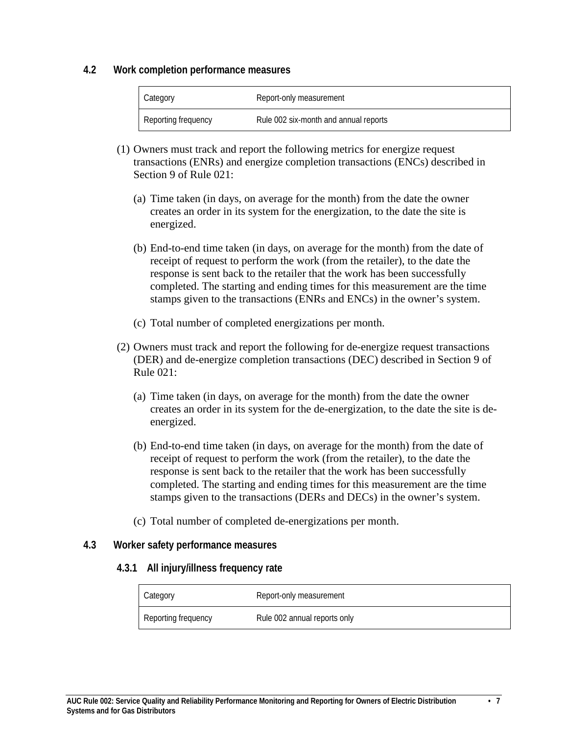## 4.2 Work completion performance measures

| Category | Report-only measurement |
|---|---|
| Reporting frequency | Rule 002 six-month and annual reports |

(1) Owners must track and report the following metrics for energize request transactions (ENRs) and energize completion transactions (ENCs) described in Section 9 of Rule 021:

(a) Time taken (in days, on average for the month) from the date the owner creates an order in its system for the energization, to the date the site is energized.

(b) End-to-end time taken (in days, on average for the month) from the date of receipt of request to perform the work (from the retailer), to the date the response is sent back to the retailer that the work has been successfully completed. The starting and ending times for this measurement are the time stamps given to the transactions (ENRs and ENCs) in the owner's system.

(c) Total number of completed energizations per month.

(2) Owners must track and report the following for de-energize request transactions (DER) and de-energize completion transactions (DEC) described in Section 9 of Rule 021:

(a) Time taken (in days, on average for the month) from the date the owner creates an order in its system for the de-energization, to the date the site is de-energized.

(b) End-to-end time taken (in days, on average for the month) from the date of receipt of request to perform the work (from the retailer), to the date the response is sent back to the retailer that the work has been successfully completed. The starting and ending times for this measurement are the time stamps given to the transactions (DERs and DECs) in the owner's system.

(c) Total number of completed de-energizations per month.

## 4.3 Worker safety performance measures

### 4.3.1 All injury/illness frequency rate

| Category | Report-only measurement |
|---|---|
| Reporting frequency | Rule 002 annual reports only |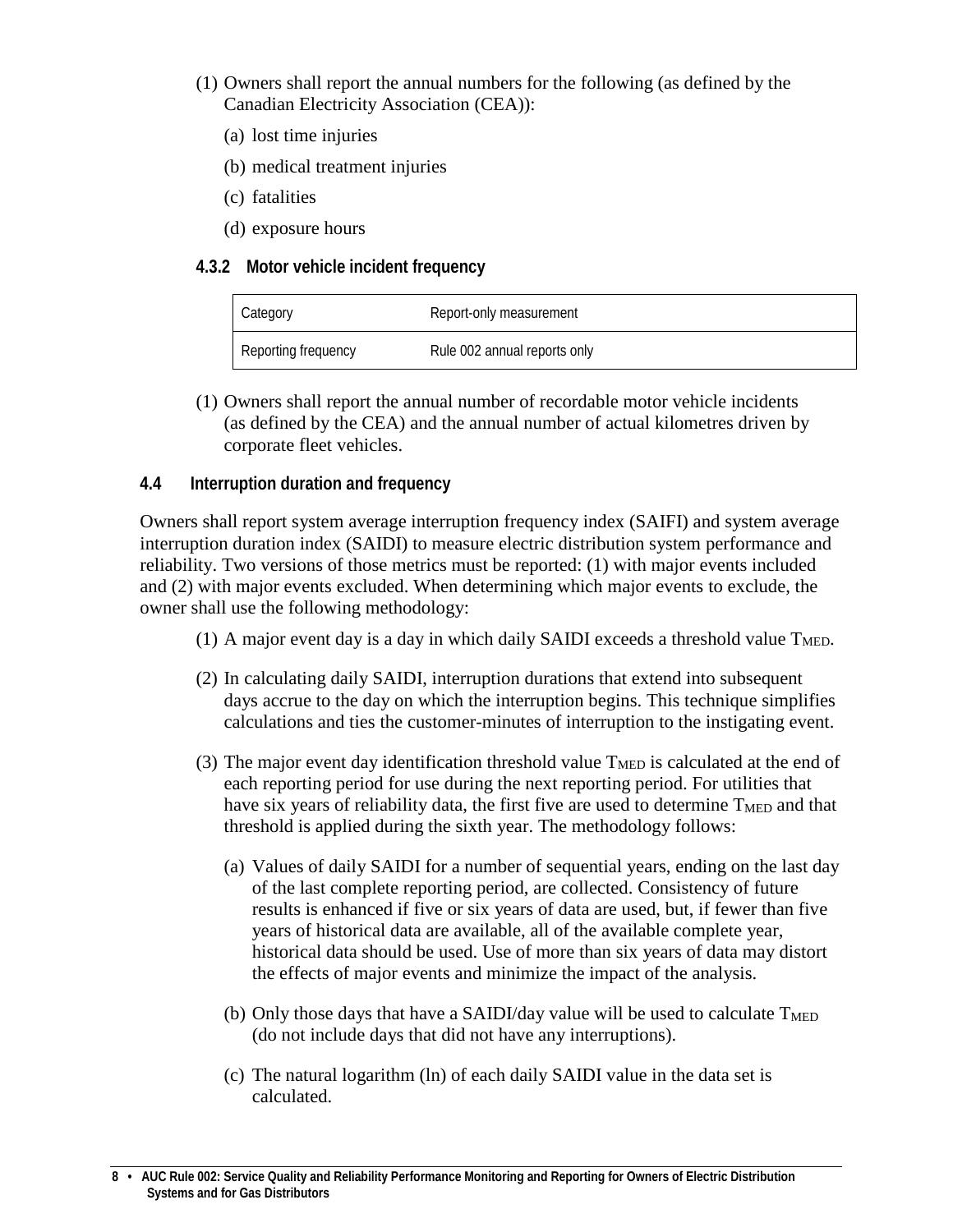(1) Owners shall report the annual numbers for the following (as defined by the Canadian Electricity Association (CEA)):

(a) lost time injuries

(b) medical treatment injuries

(c) fatalities

(d) exposure hours

### 4.3.2 Motor vehicle incident frequency

| Category | Report-only measurement |
|---|---|
| Reporting frequency | Rule 002 annual reports only |

(1) Owners shall report the annual number of recordable motor vehicle incidents (as defined by the CEA) and the annual number of actual kilometres driven by corporate fleet vehicles.

## 4.4 Interruption duration and frequency

Owners shall report system average interruption frequency index (SAIFI) and system average interruption duration index (SAIDI) to measure electric distribution system performance and reliability. Two versions of those metrics must be reported: (1) with major events included and (2) with major events excluded. When determining which major events to exclude, the owner shall use the following methodology:

(1) A major event day is a day in which daily SAIDI exceeds a threshold value $T_{MED}$.

(2) In calculating daily SAIDI, interruption durations that extend into subsequent days accrue to the day on which the interruption begins. This technique simplifies calculations and ties the customer-minutes of interruption to the instigating event.

(3) The major event day identification threshold value $T_{MED}$ is calculated at the end of each reporting period for use during the next reporting period. For utilities that have six years of reliability data, the first five are used to determine $T_{MED}$ and that threshold is applied during the sixth year. The methodology follows:

(a) Values of daily SAIDI for a number of sequential years, ending on the last day of the last complete reporting period, are collected. Consistency of future results is enhanced if five or six years of data are used, but, if fewer than five years of historical data are available, all of the available complete year, historical data should be used. Use of more than six years of data may distort the effects of major events and minimize the impact of the analysis.

(b) Only those days that have a SAIDI/day value will be used to calculate $T_{MED}$ (do not include days that did not have any interruptions).

(c) The natural logarithm (ln) of each daily SAIDI value in the data set is calculated.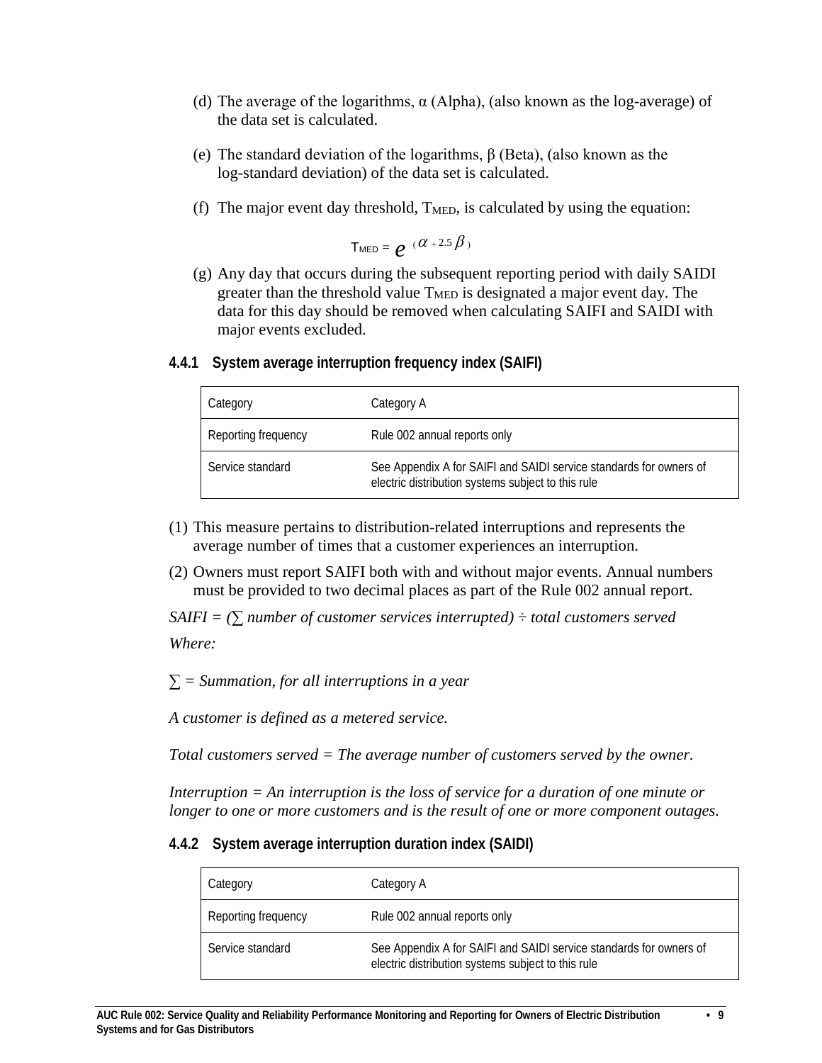(d) The average of the logarithms, α (Alpha), (also known as the log-average) of the data set is calculated.

(e) The standard deviation of the logarithms, β (Beta), (also known as the log-standard deviation) of the data set is calculated.

(f) The major event day threshold, $T_{MED}$, is calculated by using the equation:

$$T_{MED} = e^{(\alpha + 2.5\beta)}$$

(g) Any day that occurs during the subsequent reporting period with daily SAIDI greater than the threshold value $T_{MED}$ is designated a major event day. The data for this day should be removed when calculating SAIFI and SAIDI with major events excluded.

### 4.4.1 System average interruption frequency index (SAIFI)

| Category | Category A |
|---|---|
| Reporting frequency | Rule 002 annual reports only |
| Service standard | See Appendix A for SAIFI and SAIDI service standards for owners of electric distribution systems subject to this rule |

(1) This measure pertains to distribution-related interruptions and represents the average number of times that a customer experiences an interruption.

(2) Owners must report SAIFI both with and without major events. Annual numbers must be provided to two decimal places as part of the Rule 002 annual report.

*SAIFI = (∑ number of customer services interrupted) ÷ total customers served*

*Where:*

*∑ = Summation, for all interruptions in a year*

*A customer is defined as a metered service.*

*Total customers served = The average number of customers served by the owner.*

*Interruption = An interruption is the loss of service for a duration of one minute or longer to one or more customers and is the result of one or more component outages.*

### 4.4.2 System average interruption duration index (SAIDI)

| Category | Category A |
|---|---|
| Reporting frequency | Rule 002 annual reports only |
| Service standard | See Appendix A for SAIFI and SAIDI service standards for owners of electric distribution systems subject to this rule |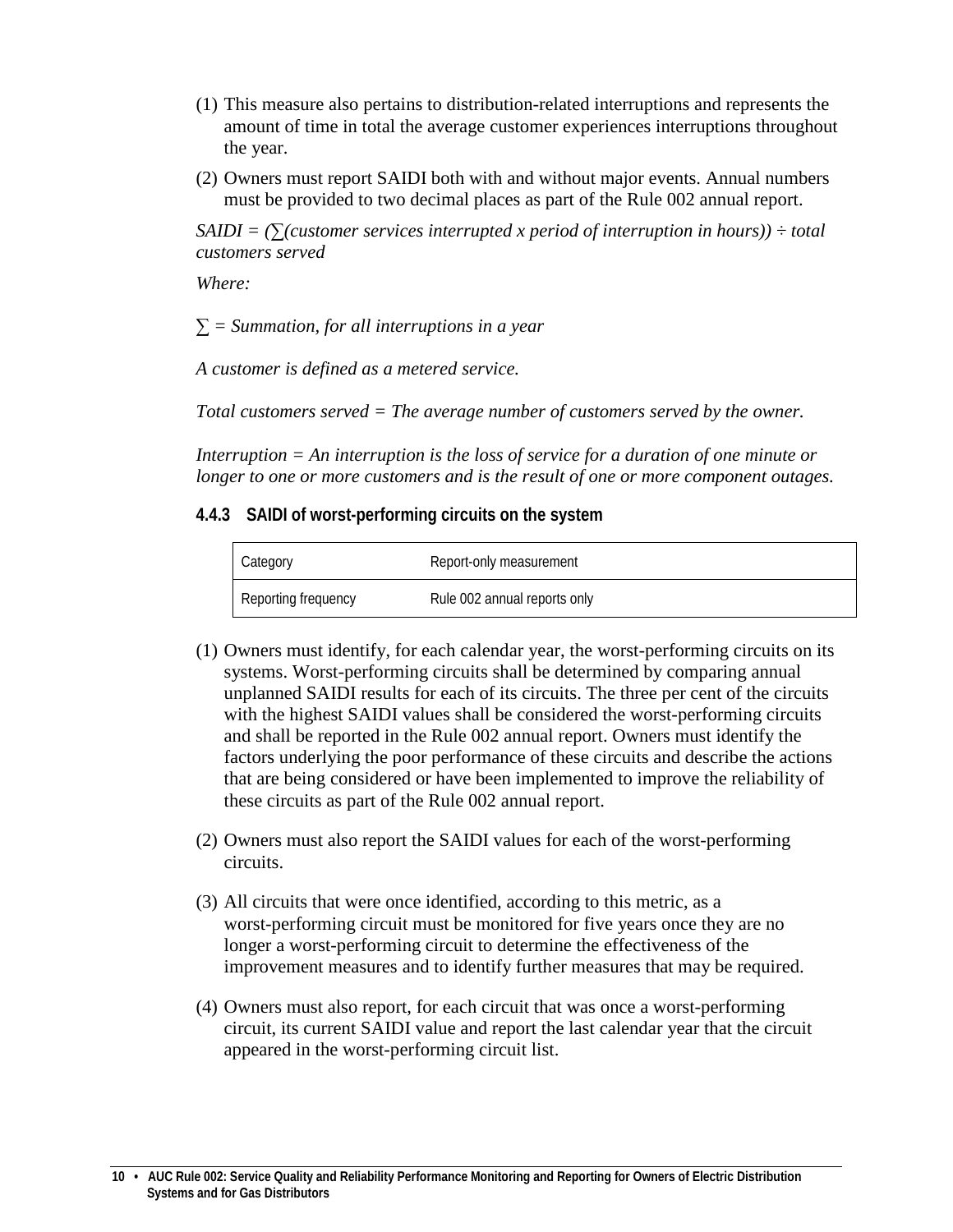(1) This measure also pertains to distribution-related interruptions and represents the amount of time in total the average customer experiences interruptions throughout the year.

(2) Owners must report SAIDI both with and without major events. Annual numbers must be provided to two decimal places as part of the Rule 002 annual report.

*SAIDI = (∑(customer services interrupted x period of interruption in hours)) ÷ total customers served*

*Where:*

*∑ = Summation, for all interruptions in a year*

*A customer is defined as a metered service.*

*Total customers served = The average number of customers served by the owner.*

*Interruption = An interruption is the loss of service for a duration of one minute or longer to one or more customers and is the result of one or more component outages.*

#### 4.4.3 SAIDI of worst-performing circuits on the system

| Category | Report-only measurement |
|---|---|
| Reporting frequency | Rule 002 annual reports only |

(1) Owners must identify, for each calendar year, the worst-performing circuits on its systems. Worst-performing circuits shall be determined by comparing annual unplanned SAIDI results for each of its circuits. The three per cent of the circuits with the highest SAIDI values shall be considered the worst-performing circuits and shall be reported in the Rule 002 annual report. Owners must identify the factors underlying the poor performance of these circuits and describe the actions that are being considered or have been implemented to improve the reliability of these circuits as part of the Rule 002 annual report.

(2) Owners must also report the SAIDI values for each of the worst-performing circuits.

(3) All circuits that were once identified, according to this metric, as a worst-performing circuit must be monitored for five years once they are no longer a worst-performing circuit to determine the effectiveness of the improvement measures and to identify further measures that may be required.

(4) Owners must also report, for each circuit that was once a worst-performing circuit, its current SAIDI value and report the last calendar year that the circuit appeared in the worst-performing circuit list.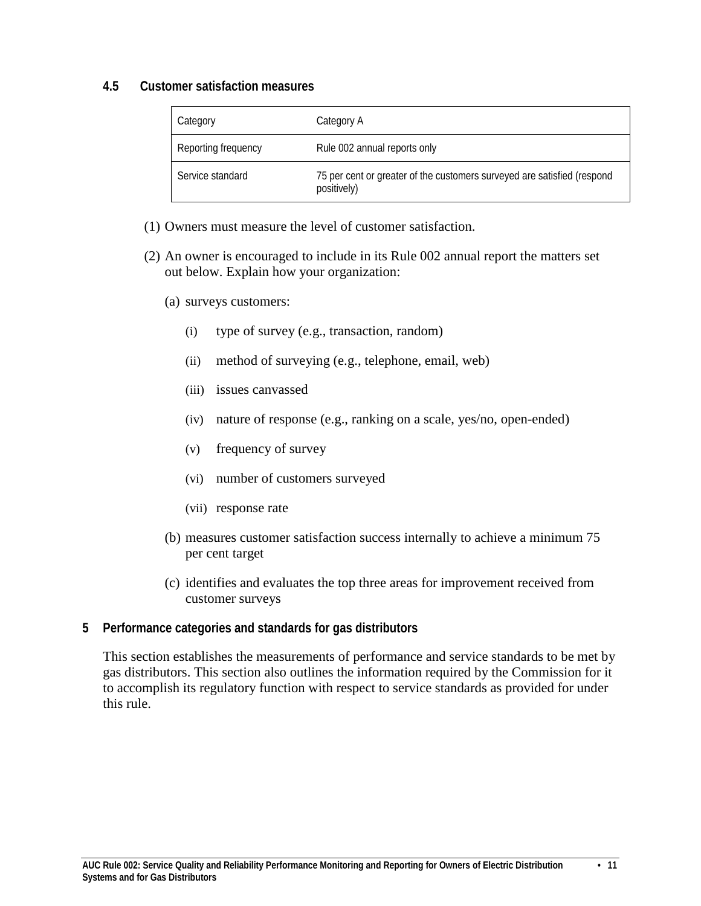### 4.5 Customer satisfaction measures

| Category | Category A |
|---|---|
| Reporting frequency | Rule 002 annual reports only |
| Service standard | 75 per cent or greater of the customers surveyed are satisfied (respond positively) |

(1) Owners must measure the level of customer satisfaction.

(2) An owner is encouraged to include in its Rule 002 annual report the matters set out below. Explain how your organization:

- (a) surveys customers:
  - (i) type of survey (e.g., transaction, random)
  - (ii) method of surveying (e.g., telephone, email, web)
  - (iii) issues canvassed
  - (iv) nature of response (e.g., ranking on a scale, yes/no, open-ended)
  - (v) frequency of survey
  - (vi) number of customers surveyed
  - (vii) response rate
- (b) measures customer satisfaction success internally to achieve a minimum 75 per cent target
- (c) identifies and evaluates the top three areas for improvement received from customer surveys

## 5 Performance categories and standards for gas distributors

This section establishes the measurements of performance and service standards to be met by gas distributors. This section also outlines the information required by the Commission for it to accomplish its regulatory function with respect to service standards as provided for under this rule.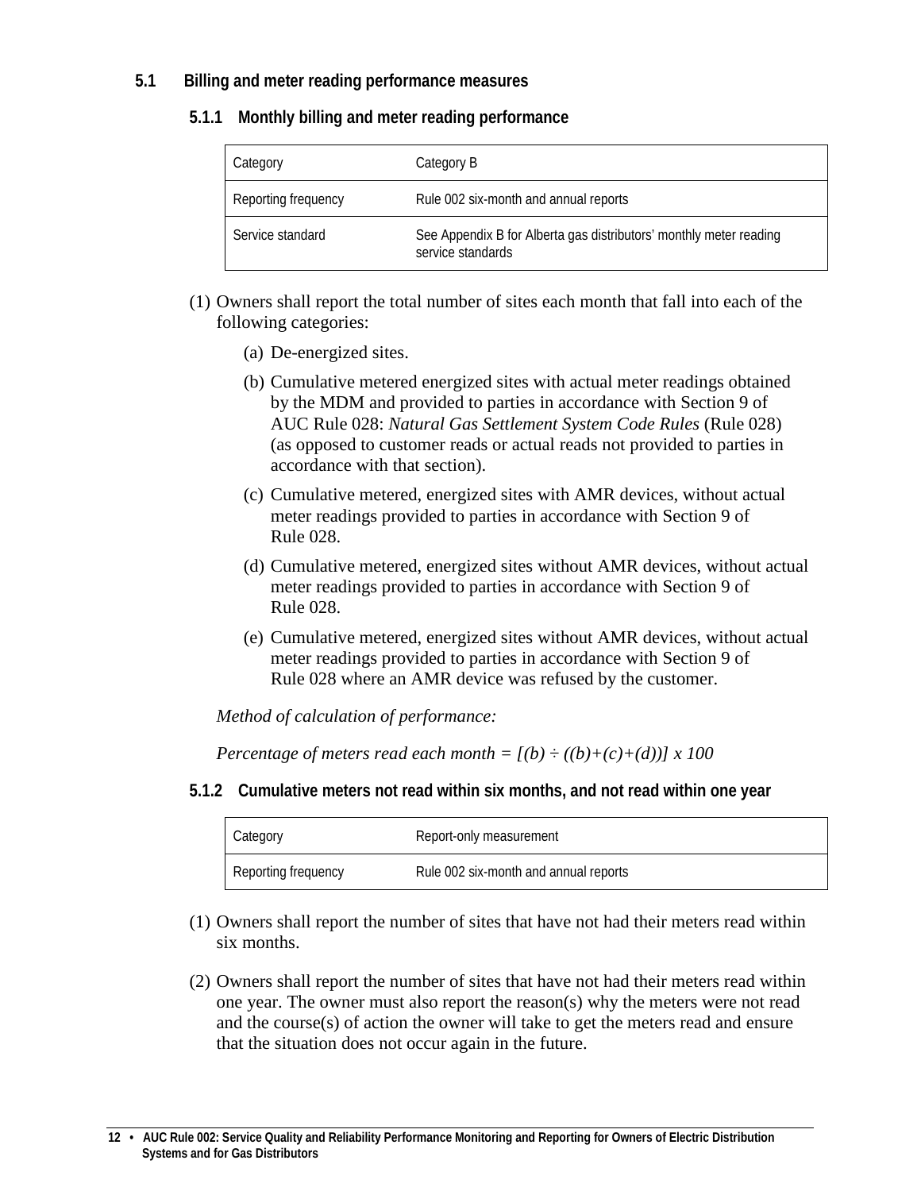### 5.1 Billing and meter reading performance measures

#### 5.1.1 Monthly billing and meter reading performance

| Category | Category B |
|---|---|
| Reporting frequency | Rule 002 six-month and annual reports |
| Service standard | See Appendix B for Alberta gas distributors' monthly meter reading service standards |

(1) Owners shall report the total number of sites each month that fall into each of the following categories:

(a) De-energized sites.

(b) Cumulative metered energized sites with actual meter readings obtained by the MDM and provided to parties in accordance with Section 9 of AUC Rule 028: *Natural Gas Settlement System Code Rules* (Rule 028) (as opposed to customer reads or actual reads not provided to parties in accordance with that section).

(c) Cumulative metered, energized sites with AMR devices, without actual meter readings provided to parties in accordance with Section 9 of Rule 028.

(d) Cumulative metered, energized sites without AMR devices, without actual meter readings provided to parties in accordance with Section 9 of Rule 028.

(e) Cumulative metered, energized sites without AMR devices, without actual meter readings provided to parties in accordance with Section 9 of Rule 028 where an AMR device was refused by the customer.

*Method of calculation of performance:*

*Percentage of meters read each month* $= [(b) \div ((b)+(c)+(d))] \times 100$

#### 5.1.2 Cumulative meters not read within six months, and not read within one year

| Category | Report-only measurement |
|---|---|
| Reporting frequency | Rule 002 six-month and annual reports |

(1) Owners shall report the number of sites that have not had their meters read within six months.

(2) Owners shall report the number of sites that have not had their meters read within one year. The owner must also report the reason(s) why the meters were not read and the course(s) of action the owner will take to get the meters read and ensure that the situation does not occur again in the future.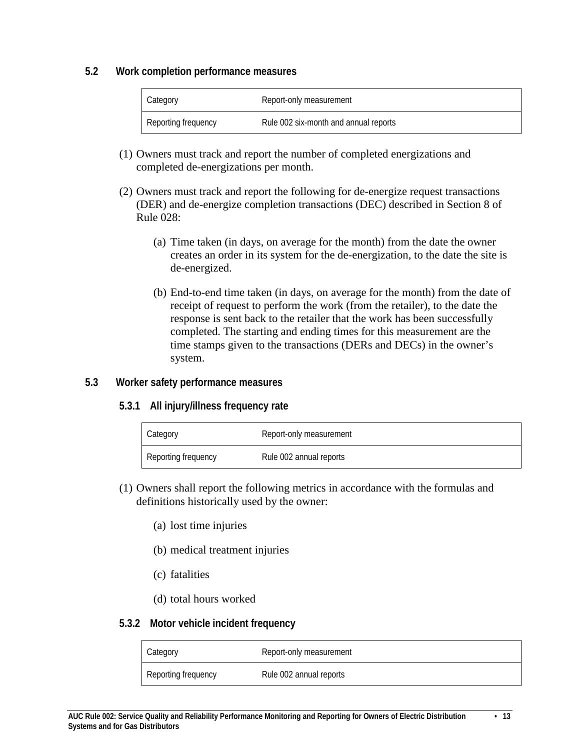## 5.2 Work completion performance measures

| Category | Report-only measurement |
|---|---|
| Reporting frequency | Rule 002 six-month and annual reports |

(1) Owners must track and report the number of completed energizations and completed de-energizations per month.

(2) Owners must track and report the following for de-energize request transactions (DER) and de-energize completion transactions (DEC) described in Section 8 of Rule 028:

(a) Time taken (in days, on average for the month) from the date the owner creates an order in its system for the de-energization, to the date the site is de-energized.

(b) End-to-end time taken (in days, on average for the month) from the date of receipt of request to perform the work (from the retailer), to the date the response is sent back to the retailer that the work has been successfully completed. The starting and ending times for this measurement are the time stamps given to the transactions (DERs and DECs) in the owner's system.

## 5.3 Worker safety performance measures

### 5.3.1 All injury/illness frequency rate

| Category | Report-only measurement |
|---|---|
| Reporting frequency | Rule 002 annual reports |

(1) Owners shall report the following metrics in accordance with the formulas and definitions historically used by the owner:

(a) lost time injuries

(b) medical treatment injuries

(c) fatalities

(d) total hours worked

### 5.3.2 Motor vehicle incident frequency

| Category | Report-only measurement |
|---|---|
| Reporting frequency | Rule 002 annual reports |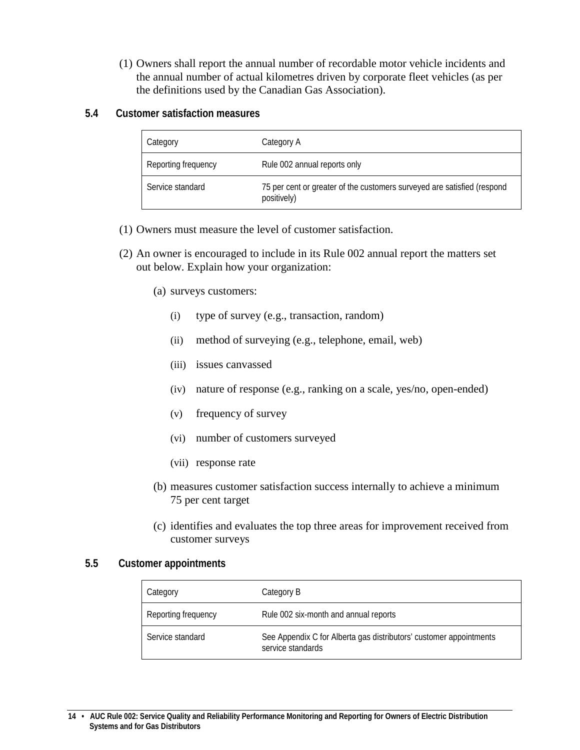(1) Owners shall report the annual number of recordable motor vehicle incidents and the annual number of actual kilometres driven by corporate fleet vehicles (as per the definitions used by the Canadian Gas Association).

### 5.4 Customer satisfaction measures

| Category | Category A |
|---|---|
| Reporting frequency | Rule 002 annual reports only |
| Service standard | 75 per cent or greater of the customers surveyed are satisfied (respond positively) |

(1) Owners must measure the level of customer satisfaction.

(2) An owner is encouraged to include in its Rule 002 annual report the matters set out below. Explain how your organization:

(a) surveys customers:

(i) type of survey (e.g., transaction, random)

(ii) method of surveying (e.g., telephone, email, web)

(iii) issues canvassed

(iv) nature of response (e.g., ranking on a scale, yes/no, open-ended)

(v) frequency of survey

(vi) number of customers surveyed

(vii) response rate

(b) measures customer satisfaction success internally to achieve a minimum 75 per cent target

(c) identifies and evaluates the top three areas for improvement received from customer surveys

### 5.5 Customer appointments

| Category | Category B |
|---|---|
| Reporting frequency | Rule 002 six-month and annual reports |
| Service standard | See Appendix C for Alberta gas distributors' customer appointments service standards |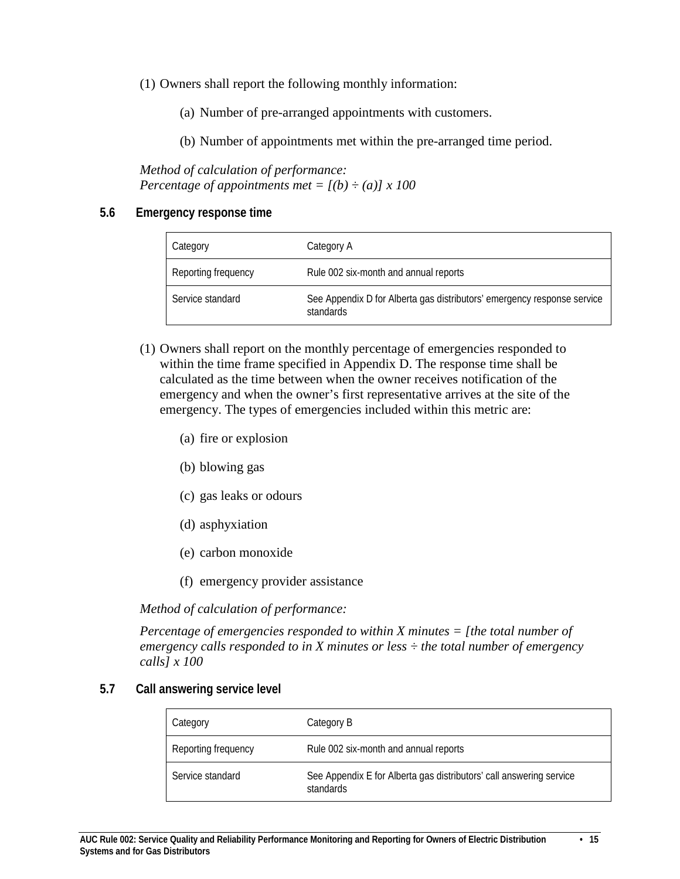(1) Owners shall report the following monthly information:

(a) Number of pre-arranged appointments with customers.

(b) Number of appointments met within the pre-arranged time period.

*Method of calculation of performance:*
*Percentage of appointments met = [(b) ÷ (a)] x 100*

### 5.6 Emergency response time

| Category | Category A |
|---|---|
| Reporting frequency | Rule 002 six-month and annual reports |
| Service standard | See Appendix D for Alberta gas distributors' emergency response service standards |

(1) Owners shall report on the monthly percentage of emergencies responded to within the time frame specified in Appendix D. The response time shall be calculated as the time between when the owner receives notification of the emergency and when the owner's first representative arrives at the site of the emergency. The types of emergencies included within this metric are:

(a) fire or explosion

(b) blowing gas

(c) gas leaks or odours

(d) asphyxiation

(e) carbon monoxide

(f) emergency provider assistance

*Method of calculation of performance:*

*Percentage of emergencies responded to within X minutes = [the total number of emergency calls responded to in X minutes or less ÷ the total number of emergency calls] x 100*

### 5.7 Call answering service level

| Category | Category B |
|---|---|
| Reporting frequency | Rule 002 six-month and annual reports |
| Service standard | See Appendix E for Alberta gas distributors' call answering service standards |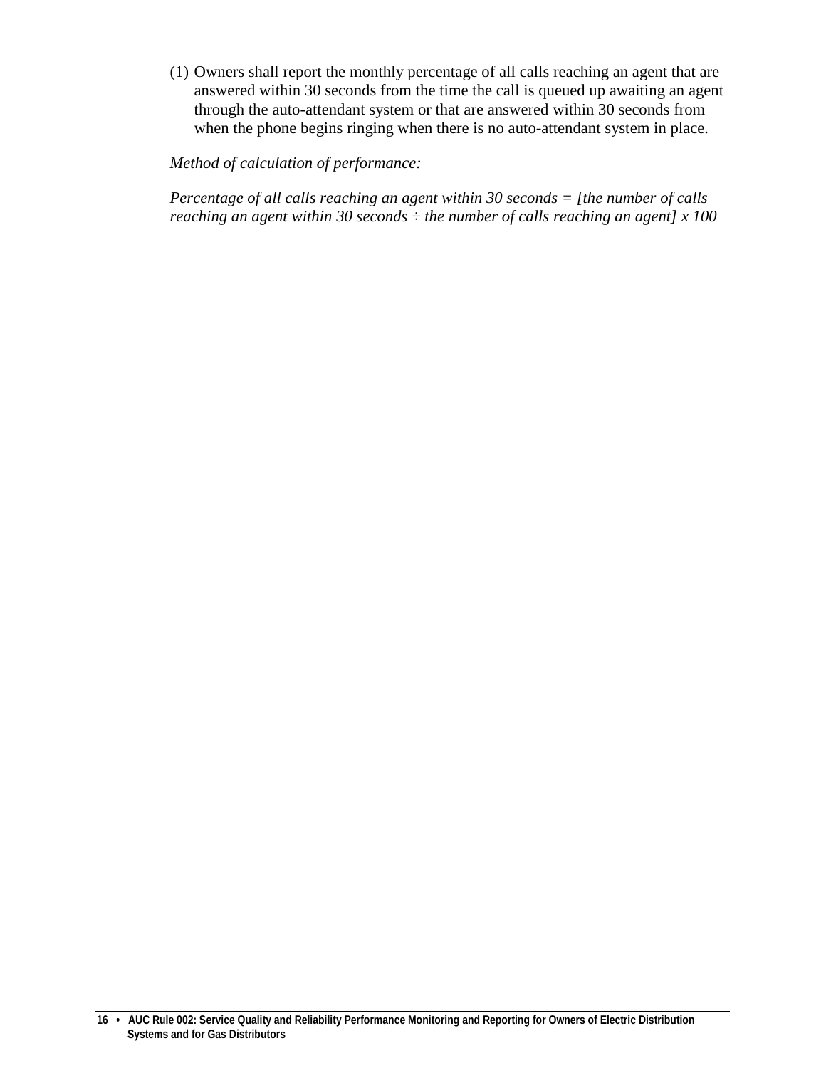(1) Owners shall report the monthly percentage of all calls reaching an agent that are answered within 30 seconds from the time the call is queued up awaiting an agent through the auto-attendant system or that are answered within 30 seconds from when the phone begins ringing when there is no auto-attendant system in place.

*Method of calculation of performance:*

*Percentage of all calls reaching an agent within 30 seconds = [the number of calls reaching an agent within 30 seconds ÷ the number of calls reaching an agent] x 100*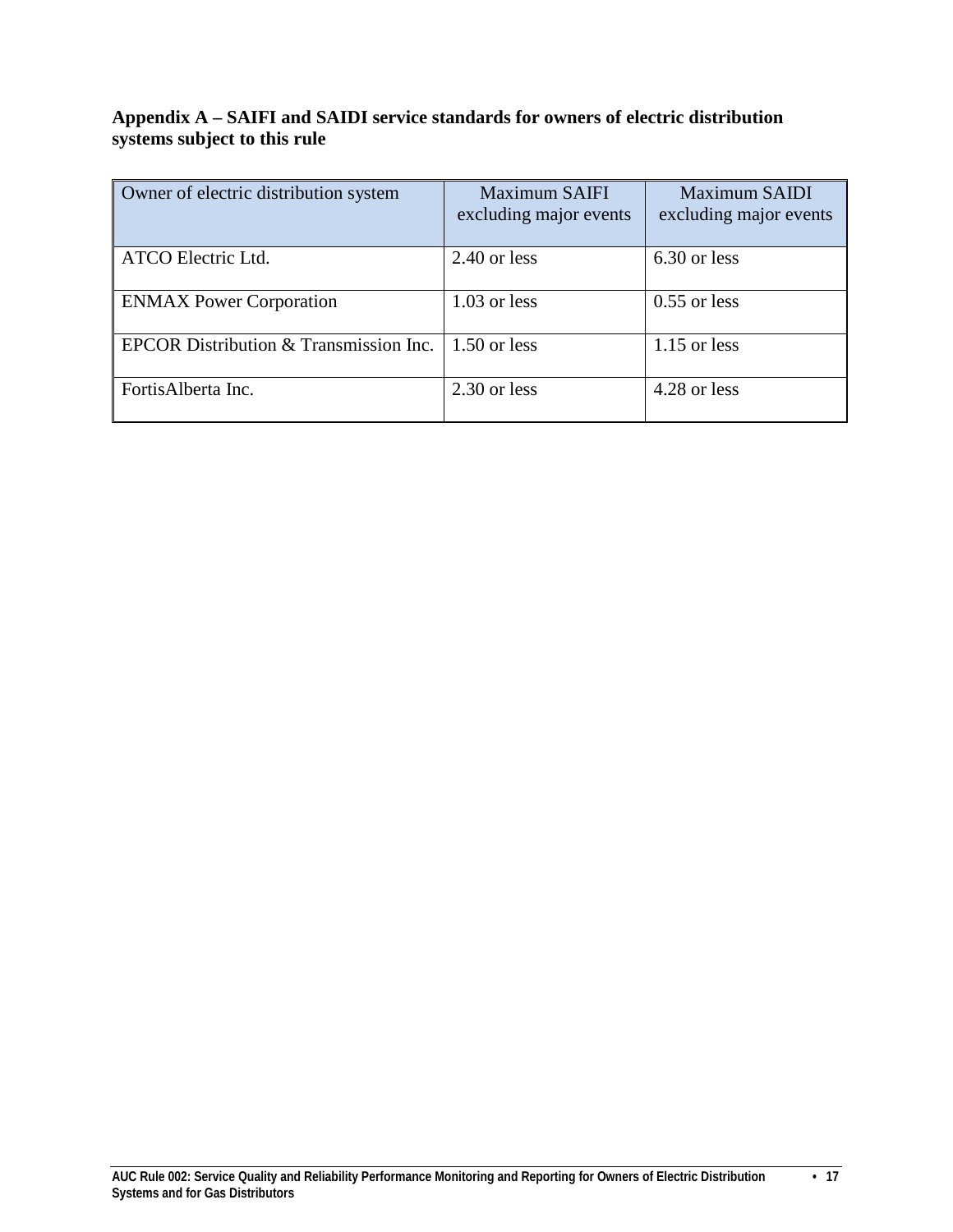## Appendix A – SAIFI and SAIDI service standards for owners of electric distribution systems subject to this rule

| Owner of electric distribution system | Maximum SAIFI excluding major events | Maximum SAIDI excluding major events |
|---|---|---|
| ATCO Electric Ltd. | 2.40 or less | 6.30 or less |
| ENMAX Power Corporation | 1.03 or less | 0.55 or less |
| EPCOR Distribution & Transmission Inc. | 1.50 or less | 1.15 or less |
| FortisAlberta Inc. | 2.30 or less | 4.28 or less |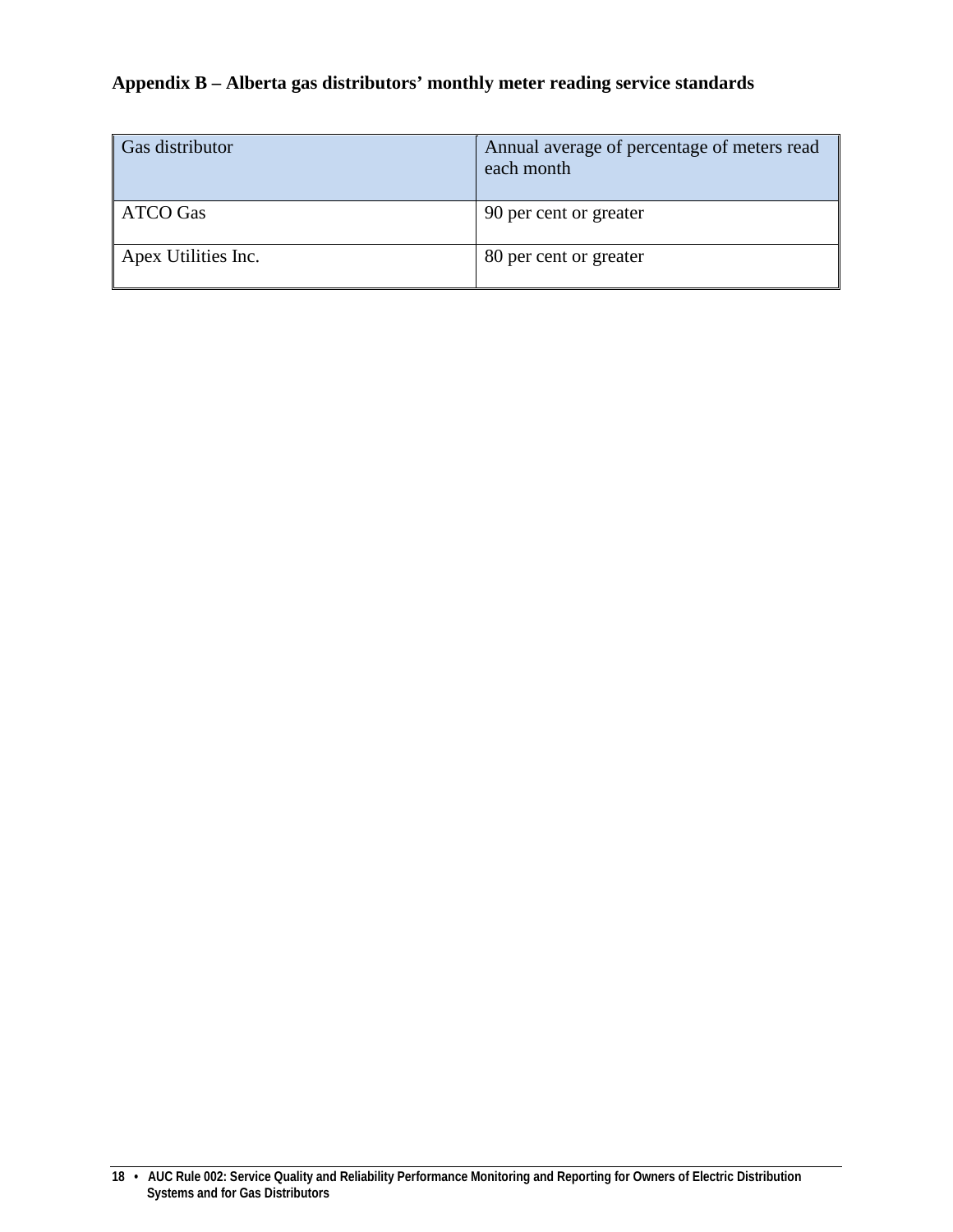## Appendix B – Alberta gas distributors' monthly meter reading service standards

| Gas distributor | Annual average of percentage of meters read each month |
| --- | --- |
| ATCO Gas | 90 per cent or greater |
| Apex Utilities Inc. | 80 per cent or greater |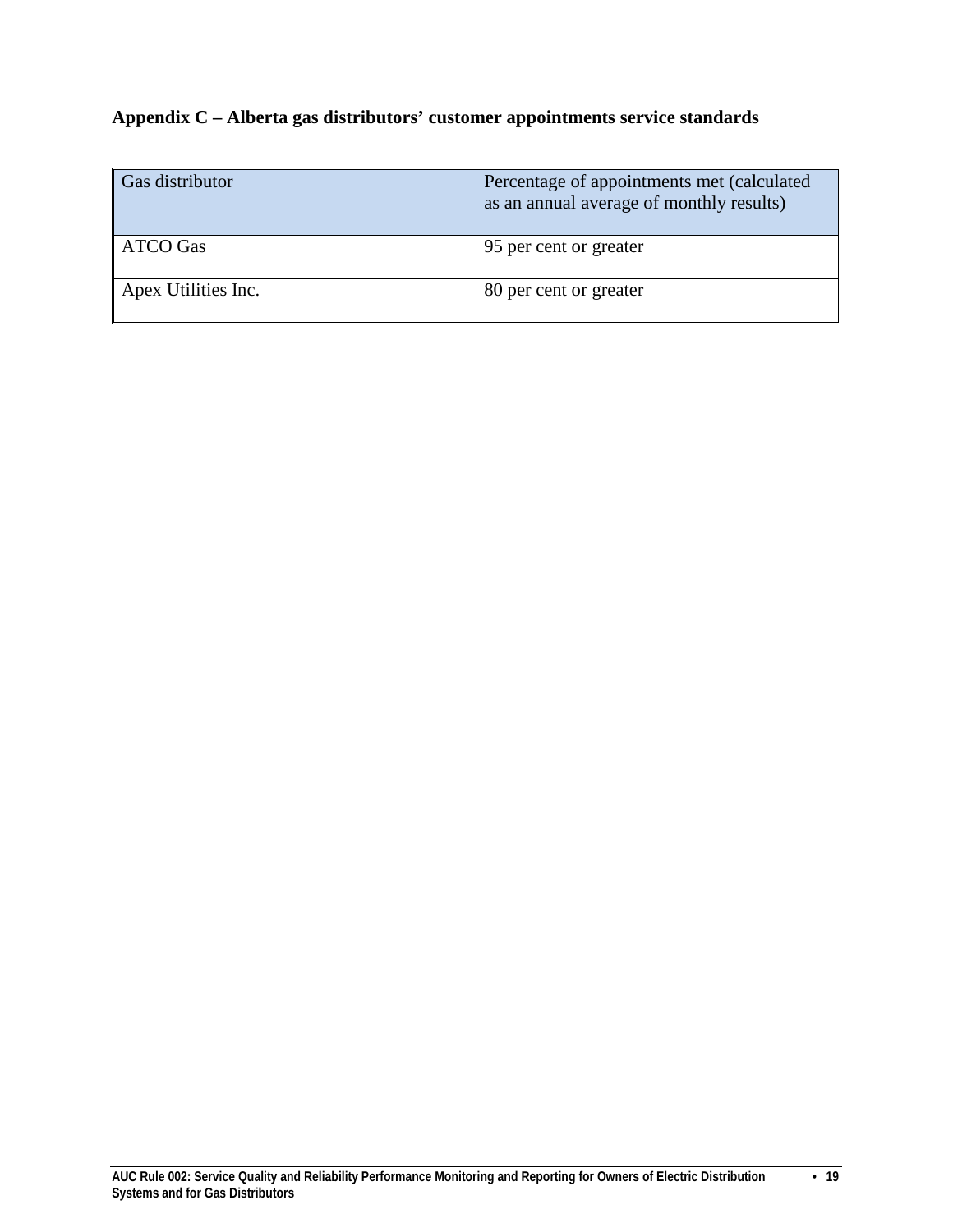## Appendix C – Alberta gas distributors' customer appointments service standards

| Gas distributor | Percentage of appointments met (calculated as an annual average of monthly results) |
|---|---|
| ATCO Gas | 95 per cent or greater |
| Apex Utilities Inc. | 80 per cent or greater |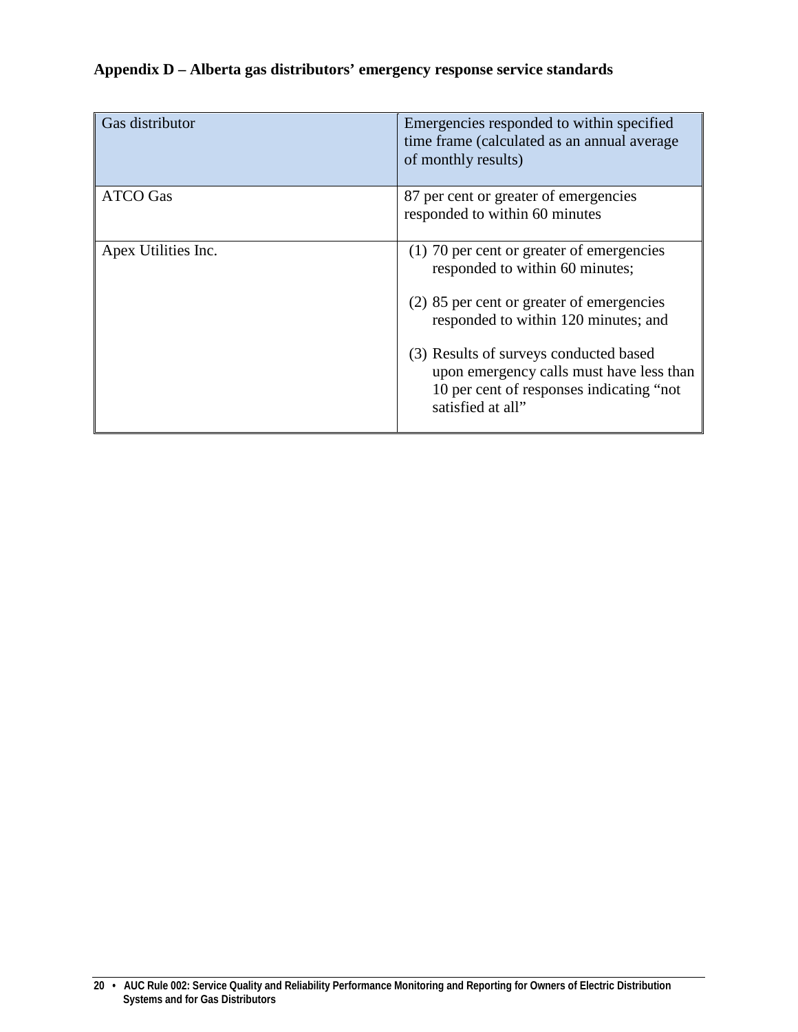## Appendix D – Alberta gas distributors' emergency response service standards

| Gas distributor | Emergencies responded to within specified time frame (calculated as an annual average of monthly results) |
| --- | --- |
| ATCO Gas | 87 per cent or greater of emergencies responded to within 60 minutes |
| Apex Utilities Inc. | (1) 70 per cent or greater of emergencies responded to within 60 minutes;<br><br>(2) 85 per cent or greater of emergencies responded to within 120 minutes; and<br><br>(3) Results of surveys conducted based upon emergency calls must have less than 10 per cent of responses indicating "not satisfied at all" |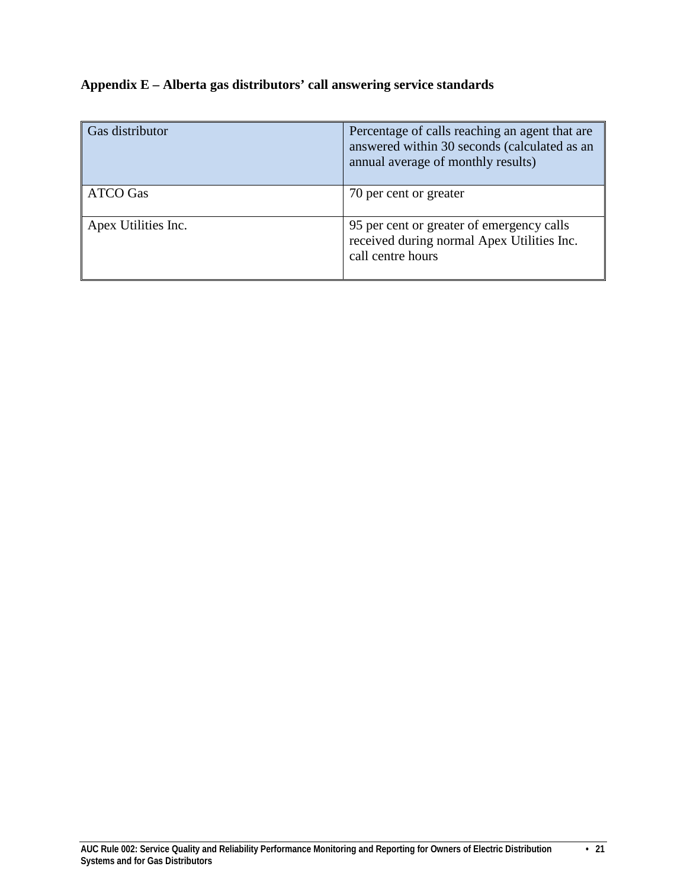**Appendix E – Alberta gas distributors’ call answering service standards**

| Gas distributor | Percentage of calls reaching an agent that are answered within 30 seconds (calculated as an annual average of monthly results) |
|---|---|
| ATCO Gas | 70 per cent or greater |
| Apex Utilities Inc. | 95 per cent or greater of emergency calls received during normal Apex Utilities Inc. call centre hours |